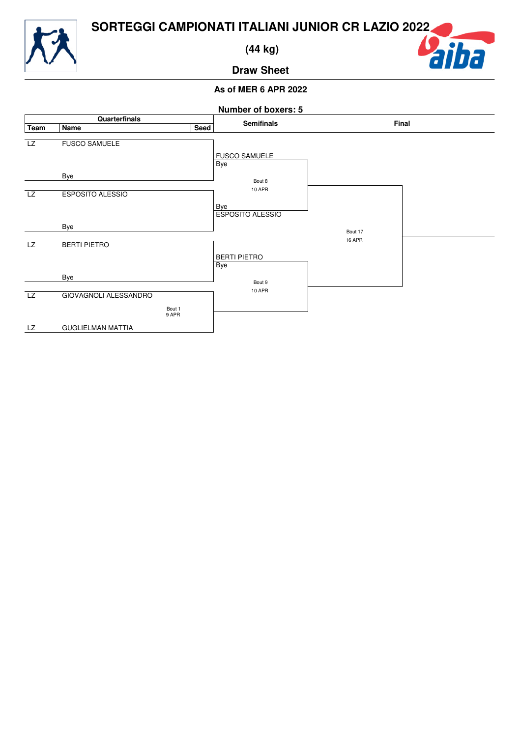# SORTEGGI CAMPIONATI ITALIANI JUNIOR CR LAZIO 2022

## (44 kg)

## Draw Sheet

**As of MER 6 APR 2022**

**Number of boxers: 5**

| Team | Name | Seed | Semifinals | Final |
|---|---|---|---|---|
| LZ | FUSCO SAMUELE | | FUSCO SAMUELE | |
| | Bye | | Bye | |
| | | | Bout 8 10 APR | |
| LZ | ESPOSITO ALESSIO | | Bye | |
| | Bye | | ESPOSITO ALESSIO | |
| | | | | Bout 17 16 APR |
| LZ | BERTI PIETRO | | BERTI PIETRO | |
| | Bye | | Bye | |
| | | | Bout 9 10 APR | |
| LZ | GIOVAGNOLI ALESSANDRO | | | |
| | Bout 1 9 APR | | | |
| LZ | GUGLIELMAN MATTIA | | | |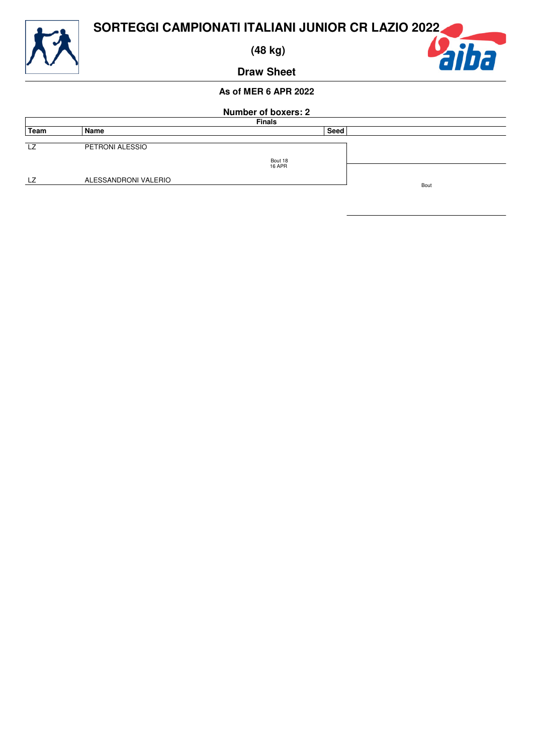# SORTEGGI CAMPIONATI ITALIANI JUNIOR CR LAZIO 2022

## (48 kg)

## Draw Sheet

**As of MER 6 APR 2022**

**Number of boxers: 2**

**Finals**

| Team | Name | Seed | |
|---|---|---|---|
| LZ | PETRONI ALESSIO | | |
| | Bout 18<br>16 APR | | |
| LZ | ALESSANDRONI VALERIO | | Bout |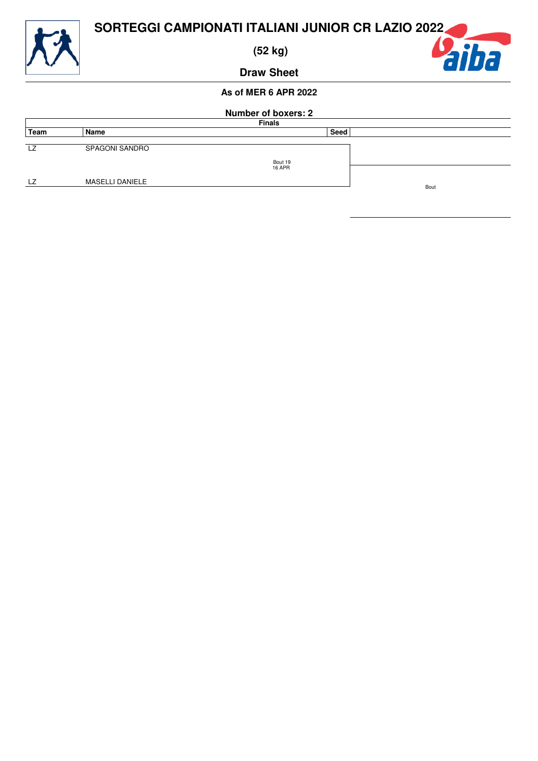# SORTEGGI CAMPIONATI ITALIANI JUNIOR CR LAZIO 2022

## (52 kg)

## Draw Sheet

### As of MER 6 APR 2022

### Number of boxers: 2

**Finals**

| Team | Name | Seed | |
|---|---|---|---|
| LZ | SPAGONI SANDRO | | |
| | Bout 19<br>16 APR | | |
| LZ | MASELLI DANIELE | | Bout |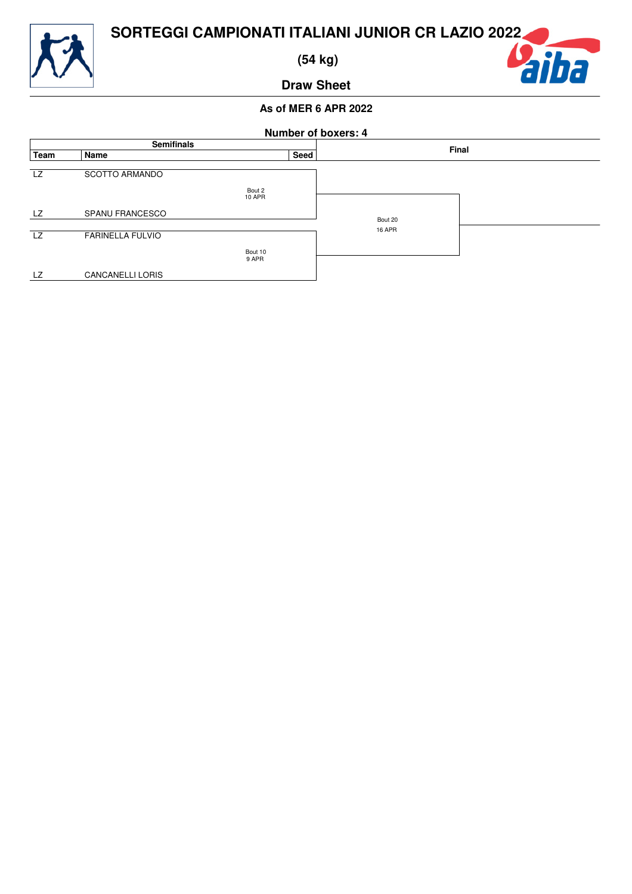# SORTEGGI CAMPIONATI ITALIANI JUNIOR CR LAZIO 2022

**(54 kg)**

**Draw Sheet**

**As of MER 6 APR 2022**

**Number of boxers: 4**

| Semifinals | | | | Final |
|---|---|---|---|---|
| **Team** | **Name** | | **Seed** | |
| LZ | SCOTTO ARMANDO | | | |
| | | Bout 2<br>10 APR | | |
| LZ | SPANU FRANCESCO | | | Bout 20<br>16 APR |
| LZ | FARINELLA FULVIO | | | |
| | | Bout 10<br>9 APR | | |
| LZ | CANCANELLI LORIS | | | |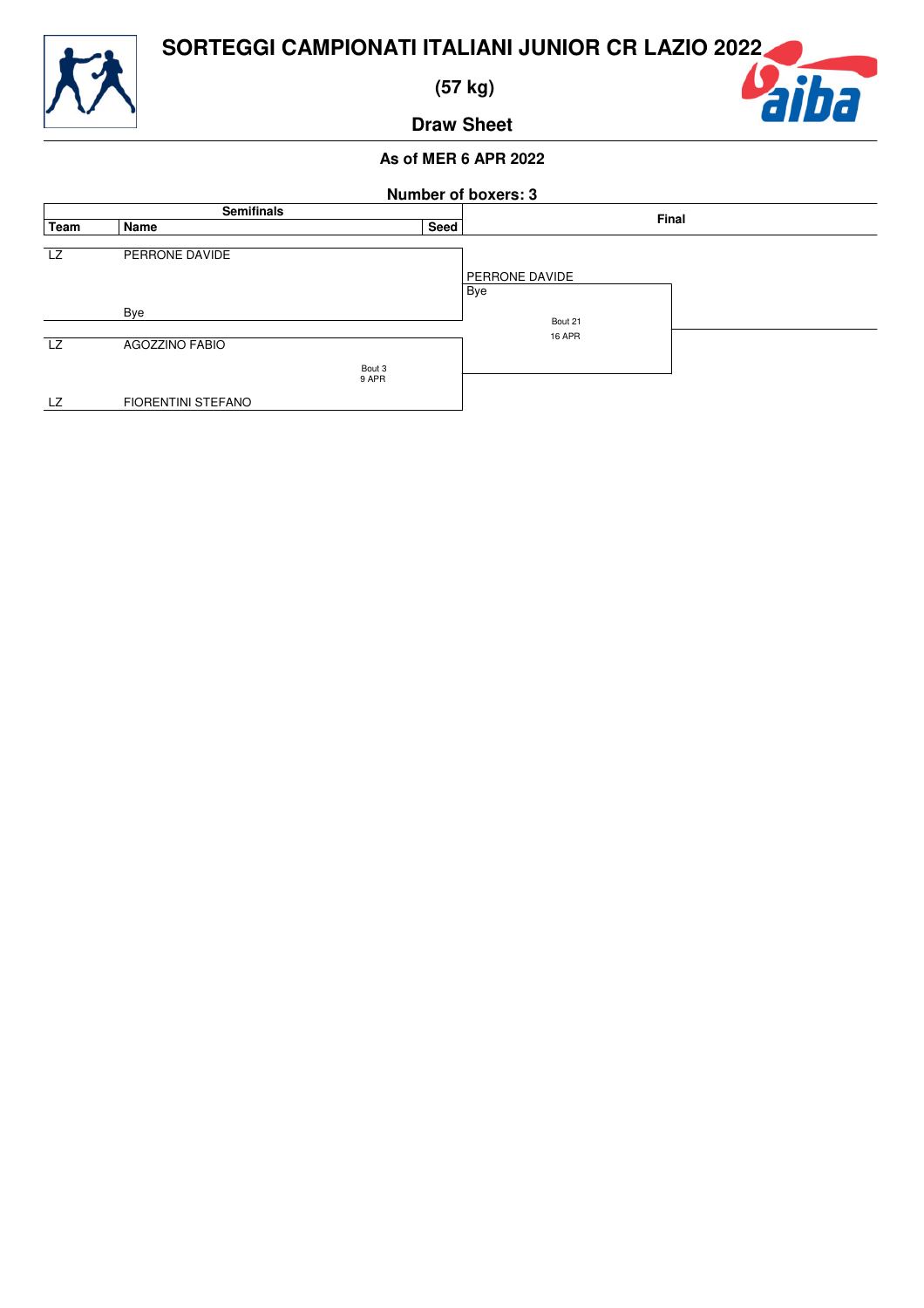# SORTEGGI CAMPIONATI ITALIANI JUNIOR CR LAZIO 2022

## (57 kg)

## Draw Sheet

### As of MER 6 APR 2022

**Number of boxers: 3**

| Semifinals | | | Final |
|---|---|---|---|
| **Team** | **Name** | **Seed** | |
| LZ | PERRONE DAVIDE | | PERRONE DAVIDE<br>Bye |
| | Bye | | |
| LZ | AGOZZINO FABIO | | Bout 21<br>16 APR |
| | Bout 3<br>9 APR | | |
| LZ | FIORENTINI STEFANO | | |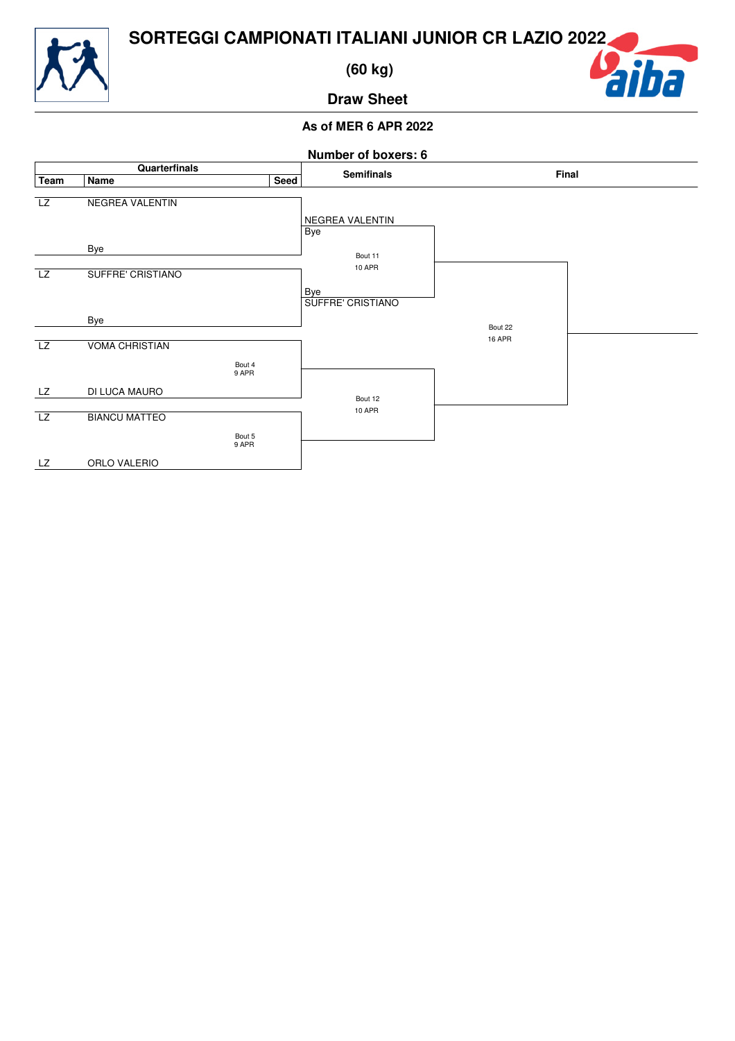# SORTEGGI CAMPIONATI ITALIANI JUNIOR CR LAZIO 2022

## (60 kg)

### Draw Sheet

**As of MER 6 APR 2022**

**Number of boxers: 6**

| Team | Name | Seed | Quarterfinals Bout | Semifinals | Final |
|---|---|---|---|---|---|
| LZ | NEGREA VALENTIN | | | NEGREA VALENTIN / Bye | |
| | Bye | | | Bout 11, 10 APR | |
| LZ | SUFFRE' CRISTIANO | | | Bye / SUFFRE' CRISTIANO | Bout 22, 16 APR |
| | Bye | | | | |
| LZ | VOMA CHRISTIAN | | Bout 4, 9 APR | | |
| LZ | DI LUCA MAURO | | | Bout 12, 10 APR | |
| LZ | BIANCU MATTEO | | Bout 5, 9 APR | | |
| LZ | ORLO VALERIO | | | | |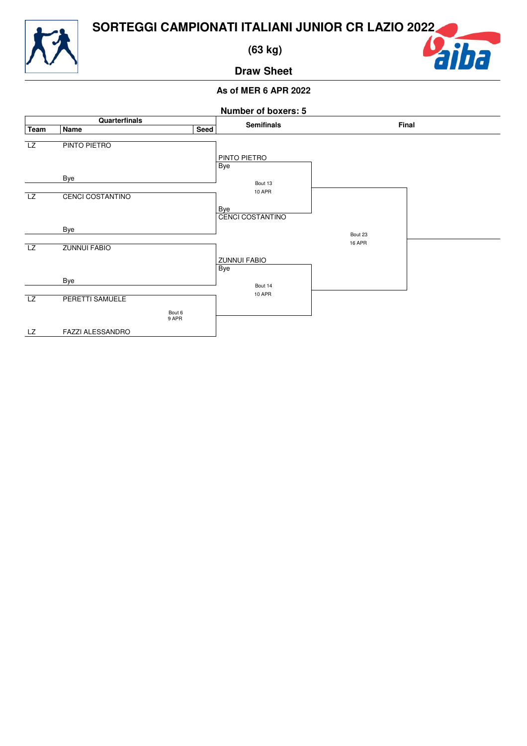# SORTEGGI CAMPIONATI ITALIANI JUNIOR CR LAZIO 2022

**(63 kg)**

**Draw Sheet**

**As of MER 6 APR 2022**

**Number of boxers: 5**

| Quarterfinals | | | Semifinals | Final |
|---|---|---|---|---|
| **Team** | **Name** | **Seed** | | |
| LZ | PINTO PIETRO | | PINTO PIETRO / Bye | |
| | Bye | | Bout 13 10 APR | |
| LZ | CENCI COSTANTINO | | Bye / CENCI COSTANTINO | |
| | Bye | | | Bout 23 16 APR |
| LZ | ZUNNUI FABIO | | ZUNNUI FABIO / Bye | |
| | Bye | | Bout 14 10 APR | |
| LZ | PERETTI SAMUELE | Bout 6 9 APR | | |
| LZ | FAZZI ALESSANDRO | | | |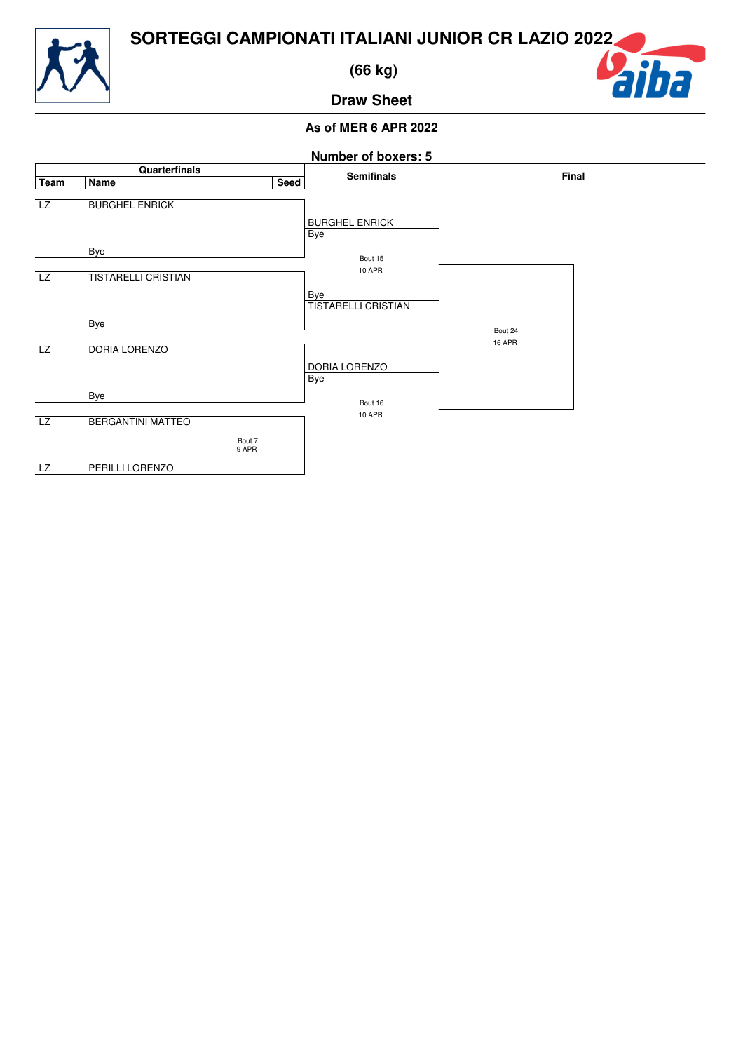# SORTEGGI CAMPIONATI ITALIANI JUNIOR CR LAZIO 2022

## (66 kg)

## Draw Sheet

### As of MER 6 APR 2022

**Number of boxers: 5**

| Team | Name | Seed | Semifinals | Final |
|---|---|---|---|---|
| LZ | BURGHEL ENRICK | | | |
| | Bye | | BURGHEL ENRICK / Bye | |
| | | | Bout 15 10 APR | |
| LZ | TISTARELLI CRISTIAN | | | |
| | Bye | | Bye / TISTARELLI CRISTIAN | |
| | | | | Bout 24 16 APR |
| LZ | DORIA LORENZO | | | |
| | Bye | | DORIA LORENZO / Bye | |
| | | | Bout 16 10 APR | |
| LZ | BERGANTINI MATTEO | | | |
| | Bout 7 9 APR | | | |
| LZ | PERILLI LORENZO | | | |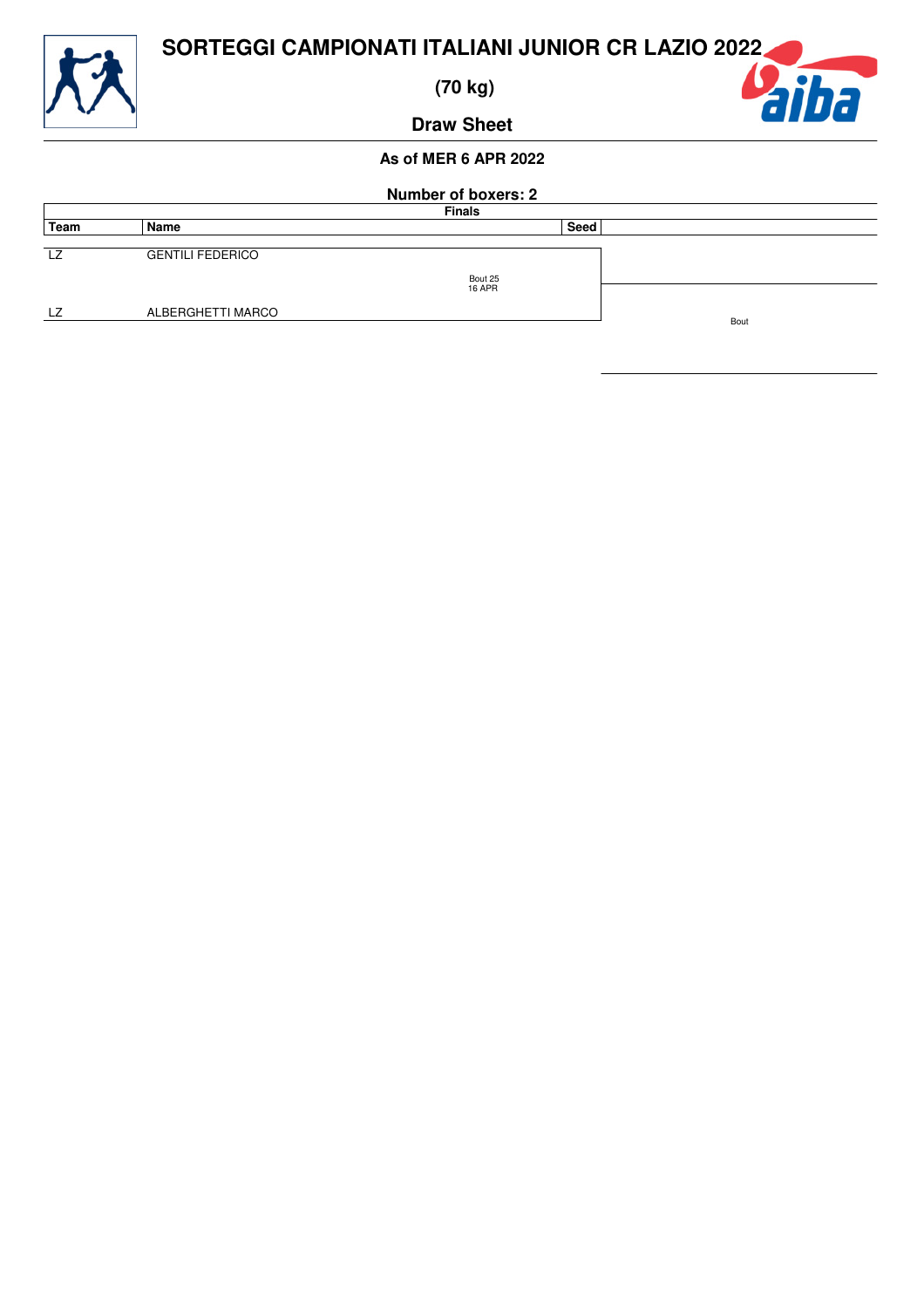# SORTEGGI CAMPIONATI ITALIANI JUNIOR CR LAZIO 2022

## (70 kg)

## Draw Sheet

**As of MER 6 APR 2022**

**Number of boxers: 2**

**Finals**

| Team | Name | Seed | |
|---|---|---|---|
| LZ | GENTILI FEDERICO | | |
| | Bout 25<br>16 APR | | |
| LZ | ALBERGHETTI MARCO | | Bout |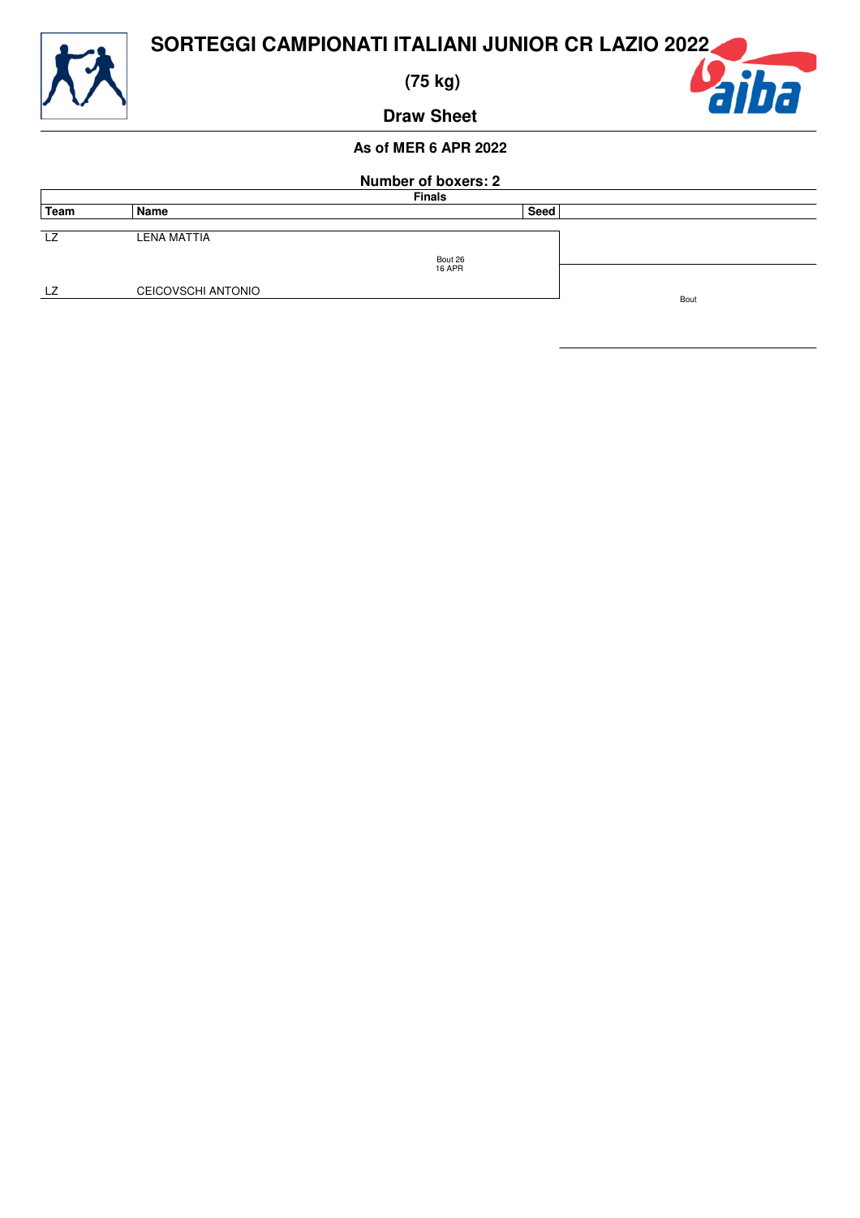# SORTEGGI CAMPIONATI ITALIANI JUNIOR CR LAZIO 2022

## (75 kg)

## Draw Sheet

**As of MER 6 APR 2022**

**Number of boxers: 2**

| Team | Name | Seed | Finals |
|---|---|---|---|
| LZ | LENA MATTIA | | Bout 26<br>16 APR |
| LZ | CEICOVSCHI ANTONIO | | |

Bout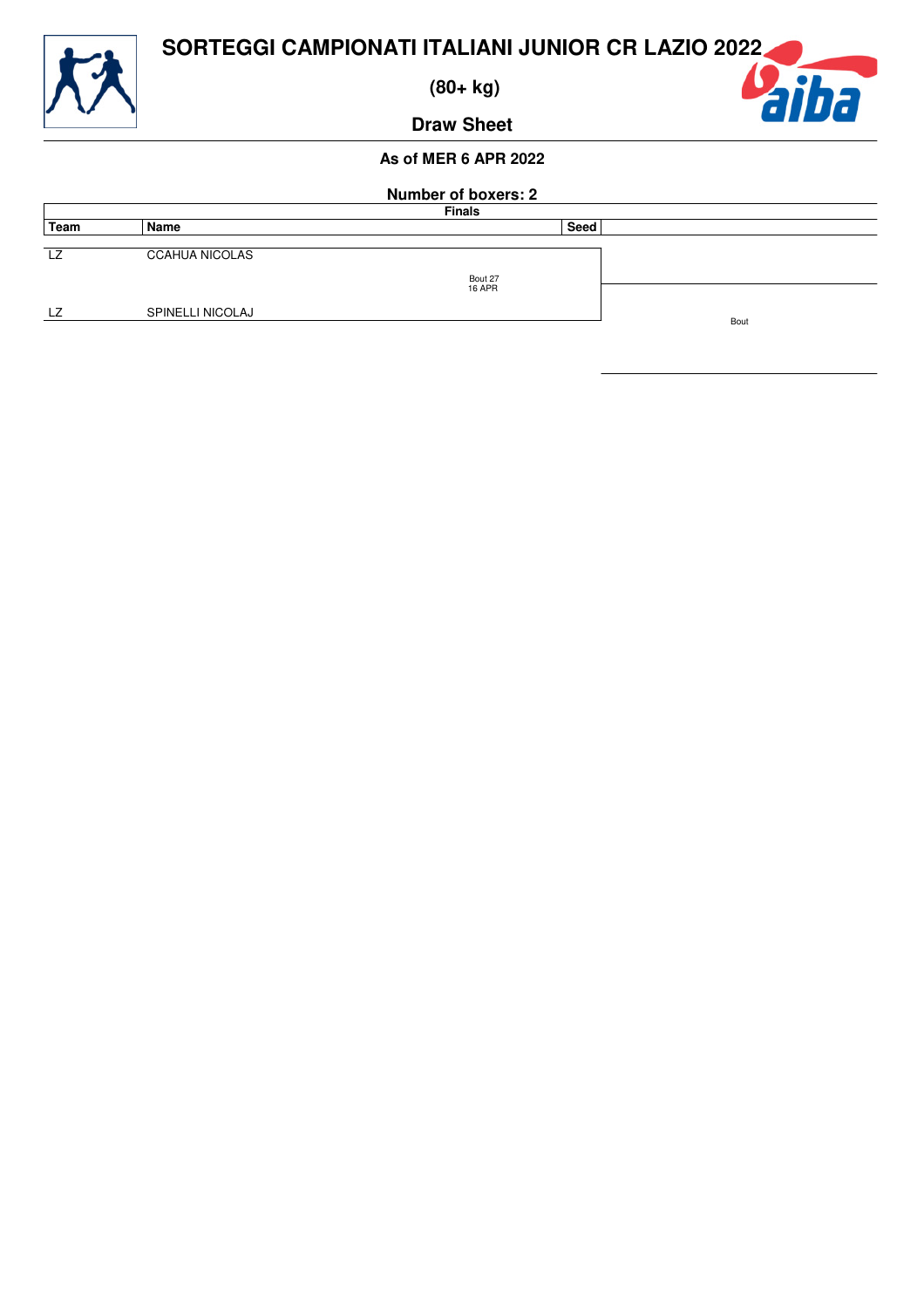# SORTEGGI CAMPIONATI ITALIANI JUNIOR CR LAZIO 2022

## (80+ kg)

## Draw Sheet

### As of MER 6 APR 2022

**Number of boxers: 2**

**Finals**

| Team | Name | Seed |
|---|---|---|
| LZ | CCAHUA NICOLAS | |
| LZ | SPINELLI NICOLAJ | |

Bout 27
16 APR

Bout